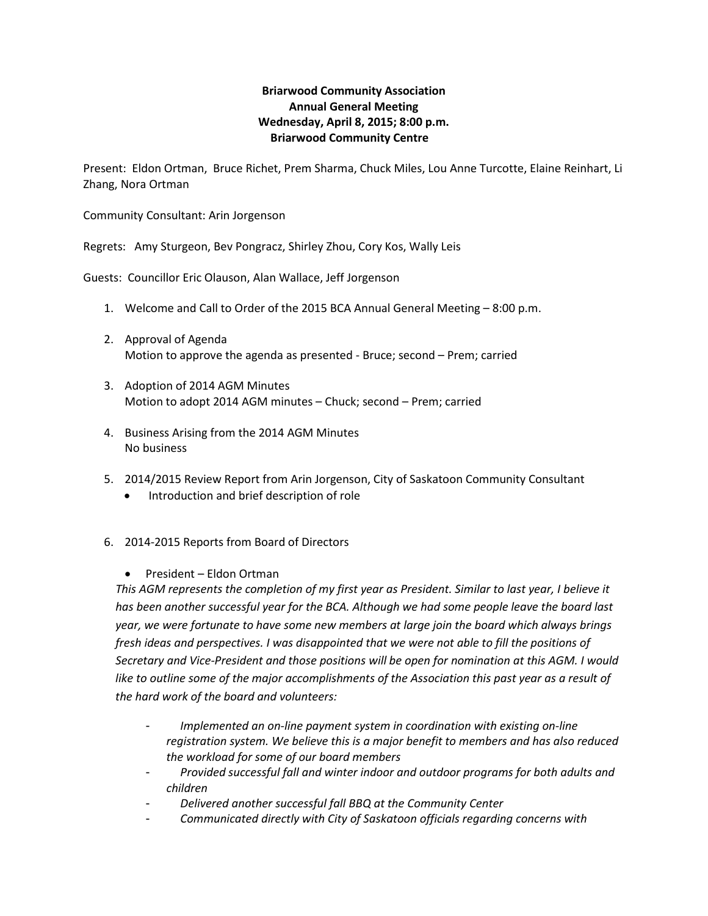**Briarwood Community Association**
**Annual General Meeting**
**Wednesday, April 8, 2015; 8:00 p.m.**
**Briarwood Community Centre**

Present: Eldon Ortman, Bruce Richet, Prem Sharma, Chuck Miles, Lou Anne Turcotte, Elaine Reinhart, Li Zhang, Nora Ortman

Community Consultant: Arin Jorgenson

Regrets: Amy Sturgeon, Bev Pongracz, Shirley Zhou, Cory Kos, Wally Leis

Guests: Councillor Eric Olauson, Alan Wallace, Jeff Jorgenson

1. Welcome and Call to Order of the 2015 BCA Annual General Meeting – 8:00 p.m.

2. Approval of Agenda
   Motion to approve the agenda as presented - Bruce; second – Prem; carried

3. Adoption of 2014 AGM Minutes
   Motion to adopt 2014 AGM minutes – Chuck; second – Prem; carried

4. Business Arising from the 2014 AGM Minutes
   No business

5. 2014/2015 Review Report from Arin Jorgenson, City of Saskatoon Community Consultant
   - Introduction and brief description of role

6. 2014-2015 Reports from Board of Directors

   - President – Eldon Ortman

   *This AGM represents the completion of my first year as President. Similar to last year, I believe it has been another successful year for the BCA. Although we had some people leave the board last year, we were fortunate to have some new members at large join the board which always brings fresh ideas and perspectives. I was disappointed that we were not able to fill the positions of Secretary and Vice-President and those positions will be open for nomination at this AGM. I would like to outline some of the major accomplishments of the Association this past year as a result of the hard work of the board and volunteers:*

   - *Implemented an on-line payment system in coordination with existing on-line registration system. We believe this is a major benefit to members and has also reduced the workload for some of our board members*
   - *Provided successful fall and winter indoor and outdoor programs for both adults and children*
   - *Delivered another successful fall BBQ at the Community Center*
   - *Communicated directly with City of Saskatoon officials regarding concerns with*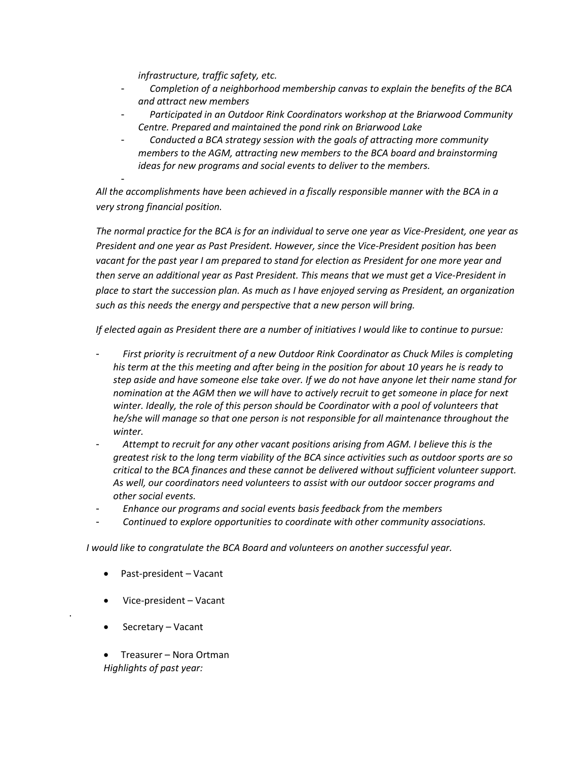*infrastructure, traffic safety, etc.*

- *Completion of a neighborhood membership canvas to explain the benefits of the BCA and attract new members*
- *Participated in an Outdoor Rink Coordinators workshop at the Briarwood Community Centre. Prepared and maintained the pond rink on Briarwood Lake*
- *Conducted a BCA strategy session with the goals of attracting more community members to the AGM, attracting new members to the BCA board and brainstorming ideas for new programs and social events to deliver to the members.*
-

*All the accomplishments have been achieved in a fiscally responsible manner with the BCA in a very strong financial position.*

*The normal practice for the BCA is for an individual to serve one year as Vice-President, one year as President and one year as Past President. However, since the Vice-President position has been vacant for the past year I am prepared to stand for election as President for one more year and then serve an additional year as Past President. This means that we must get a Vice-President in place to start the succession plan. As much as I have enjoyed serving as President, an organization such as this needs the energy and perspective that a new person will bring.*

*If elected again as President there are a number of initiatives I would like to continue to pursue:*

- *First priority is recruitment of a new Outdoor Rink Coordinator as Chuck Miles is completing his term at the this meeting and after being in the position for about 10 years he is ready to step aside and have someone else take over. If we do not have anyone let their name stand for nomination at the AGM then we will have to actively recruit to get someone in place for next winter. Ideally, the role of this person should be Coordinator with a pool of volunteers that he/she will manage so that one person is not responsible for all maintenance throughout the winter.*
- *Attempt to recruit for any other vacant positions arising from AGM. I believe this is the greatest risk to the long term viability of the BCA since activities such as outdoor sports are so critical to the BCA finances and these cannot be delivered without sufficient volunteer support. As well, our coordinators need volunteers to assist with our outdoor soccer programs and other social events.*
- *Enhance our programs and social events basis feedback from the members*
- *Continued to explore opportunities to coordinate with other community associations.*

*I would like to congratulate the BCA Board and volunteers on another successful year.*

- Past-president – Vacant
- Vice-president – Vacant
- Secretary – Vacant
- Treasurer – Nora Ortman

*Highlights of past year:*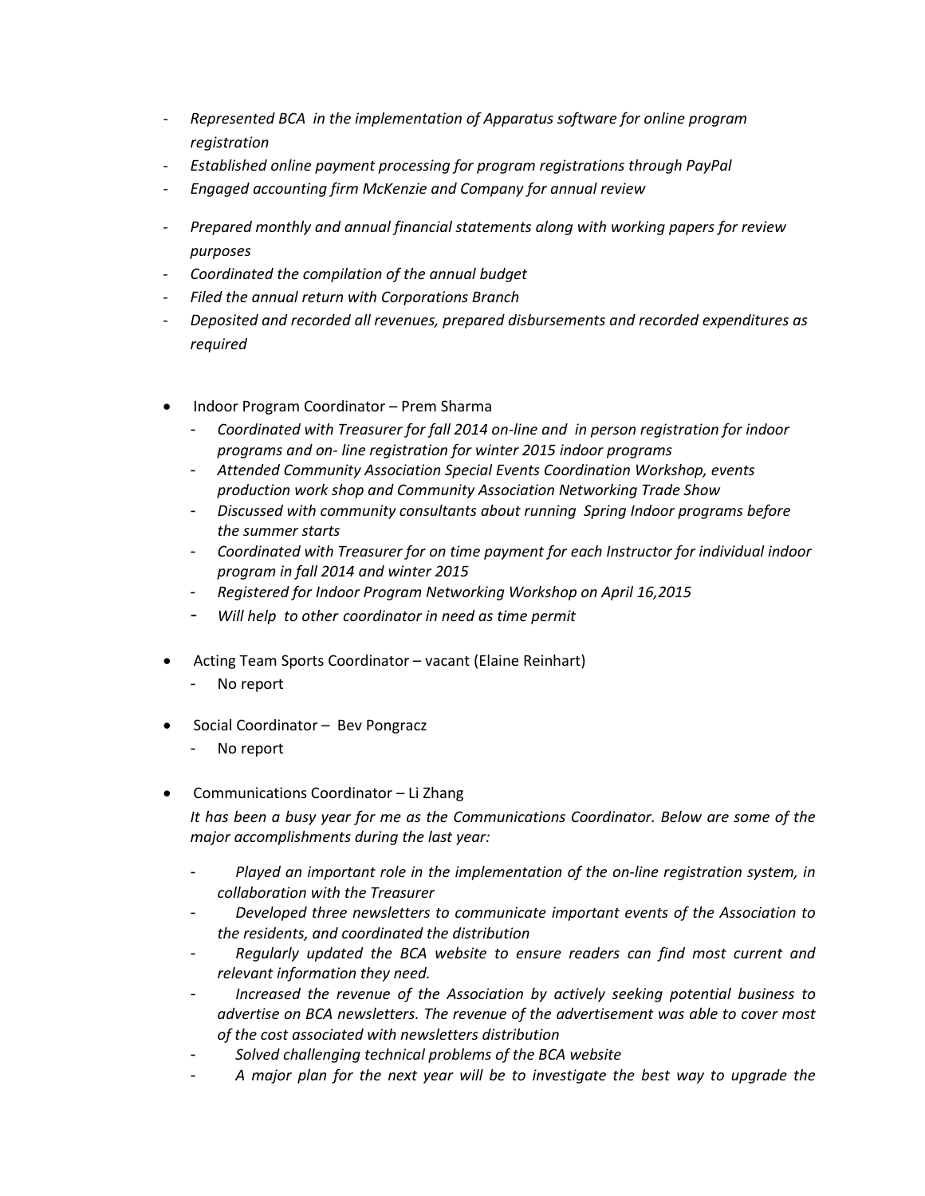- *Represented BCA in the implementation of Apparatus software for online program registration*
- *Established online payment processing for program registrations through PayPal*
- *Engaged accounting firm McKenzie and Company for annual review*
- *Prepared monthly and annual financial statements along with working papers for review purposes*
- *Coordinated the compilation of the annual budget*
- *Filed the annual return with Corporations Branch*
- *Deposited and recorded all revenues, prepared disbursements and recorded expenditures as required*

- Indoor Program Coordinator – Prem Sharma
  - *Coordinated with Treasurer for fall 2014 on-line and in person registration for indoor programs and on- line registration for winter 2015 indoor programs*
  - *Attended Community Association Special Events Coordination Workshop, events production work shop and Community Association Networking Trade Show*
  - *Discussed with community consultants about running Spring Indoor programs before the summer starts*
  - *Coordinated with Treasurer for on time payment for each Instructor for individual indoor program in fall 2014 and winter 2015*
  - *Registered for Indoor Program Networking Workshop on April 16,2015*
  - *Will help to other coordinator in need as time permit*

- Acting Team Sports Coordinator – vacant (Elaine Reinhart)
  - No report

- Social Coordinator – Bev Pongracz
  - No report

- Communications Coordinator – Li Zhang

  *It has been a busy year for me as the Communications Coordinator. Below are some of the major accomplishments during the last year:*

  - *Played an important role in the implementation of the on-line registration system, in collaboration with the Treasurer*
  - *Developed three newsletters to communicate important events of the Association to the residents, and coordinated the distribution*
  - *Regularly updated the BCA website to ensure readers can find most current and relevant information they need.*
  - *Increased the revenue of the Association by actively seeking potential business to advertise on BCA newsletters. The revenue of the advertisement was able to cover most of the cost associated with newsletters distribution*
  - *Solved challenging technical problems of the BCA website*
  - *A major plan for the next year will be to investigate the best way to upgrade the*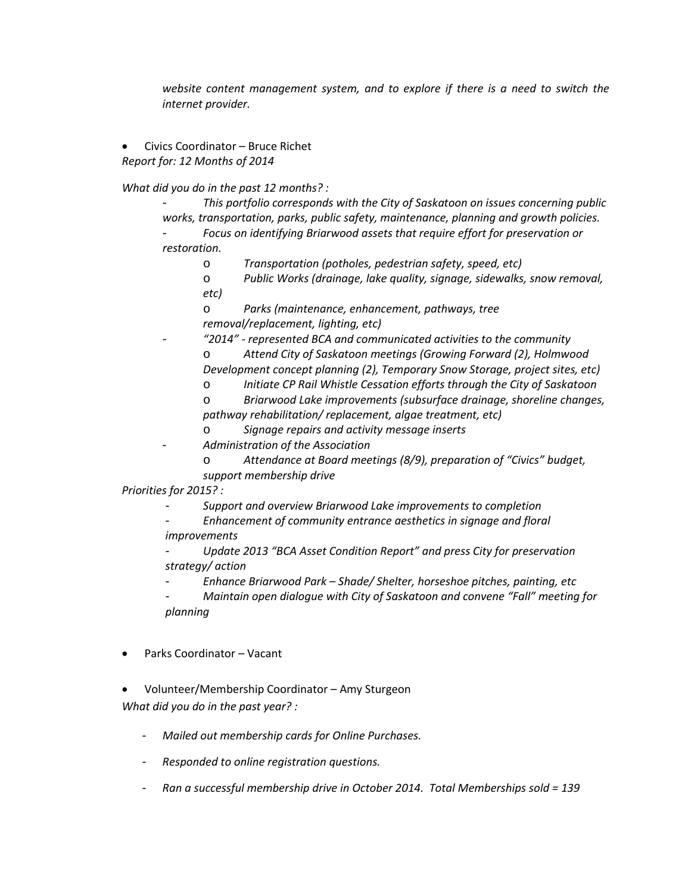*website content management system, and to explore if there is a need to switch the internet provider.*

- Civics Coordinator – Bruce Richet

*Report for: 12 Months of 2014*

*What did you do in the past 12 months? :*

- *This portfolio corresponds with the City of Saskatoon on issues concerning public works, transportation, parks, public safety, maintenance, planning and growth policies.*
- *Focus on identifying Briarwood assets that require effort for preservation or restoration.*
    - *Transportation (potholes, pedestrian safety, speed, etc)*
    - *Public Works (drainage, lake quality, signage, sidewalks, snow removal, etc)*
    - *Parks (maintenance, enhancement, pathways, tree removal/replacement, lighting, etc)*
- *"2014" - represented BCA and communicated activities to the community*
    - *Attend City of Saskatoon meetings (Growing Forward (2), Holmwood Development concept planning (2), Temporary Snow Storage, project sites, etc)*
    - *Initiate CP Rail Whistle Cessation efforts through the City of Saskatoon*
    - *Briarwood Lake improvements (subsurface drainage, shoreline changes, pathway rehabilitation/ replacement, algae treatment, etc)*
    - *Signage repairs and activity message inserts*
- *Administration of the Association*
    - *Attendance at Board meetings (8/9), preparation of "Civics" budget, support membership drive*

*Priorities for 2015? :*

- *Support and overview Briarwood Lake improvements to completion*
- *Enhancement of community entrance aesthetics in signage and floral improvements*
- *Update 2013 "BCA Asset Condition Report" and press City for preservation strategy/ action*
- *Enhance Briarwood Park – Shade/ Shelter, horseshoe pitches, painting, etc*
- *Maintain open dialogue with City of Saskatoon and convene "Fall" meeting for planning*

- Parks Coordinator – Vacant

- Volunteer/Membership Coordinator – Amy Sturgeon

*What did you do in the past year? :*

- *Mailed out membership cards for Online Purchases.*
- *Responded to online registration questions.*
- *Ran a successful membership drive in October 2014. Total Memberships sold = 139*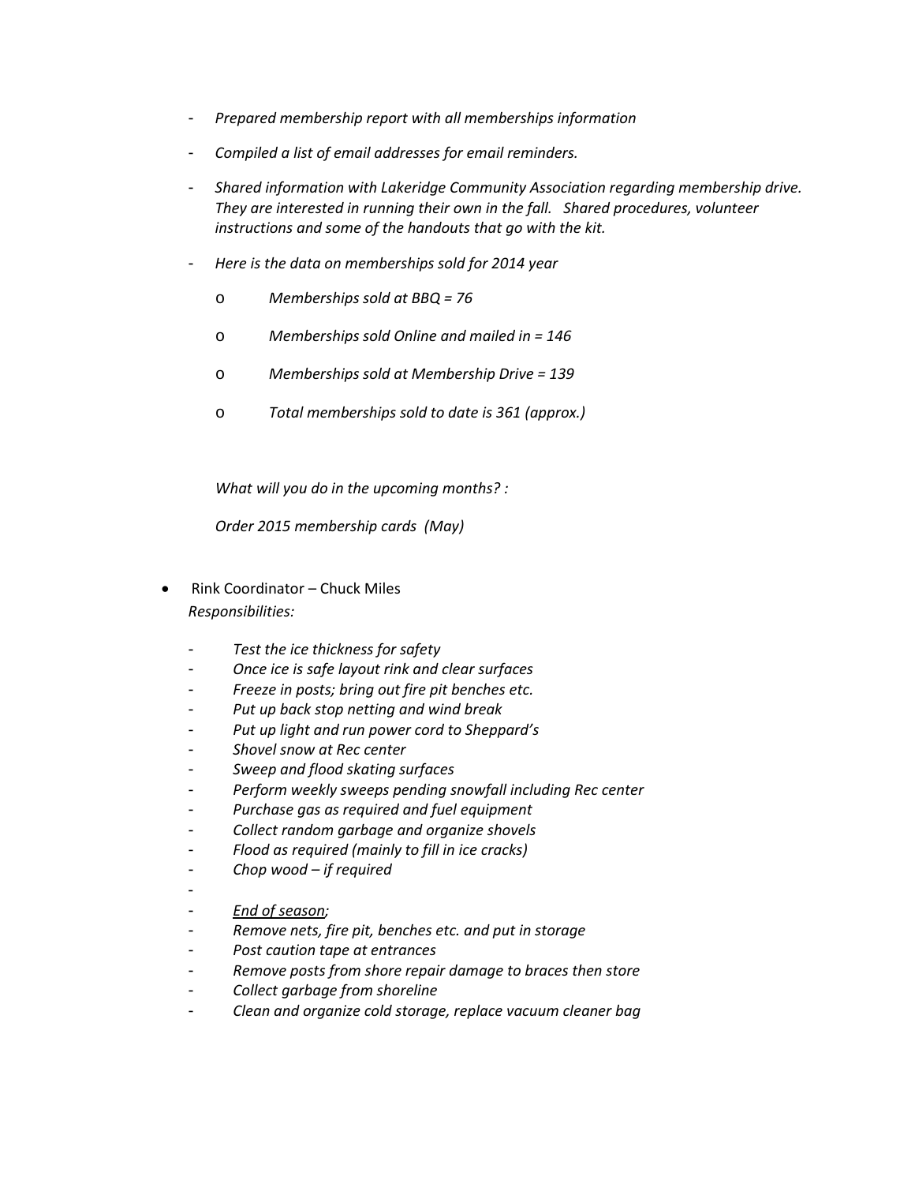- *Prepared membership report with all memberships information*
- *Compiled a list of email addresses for email reminders.*
- *Shared information with Lakeridge Community Association regarding membership drive. They are interested in running their own in the fall. Shared procedures, volunteer instructions and some of the handouts that go with the kit.*
- *Here is the data on memberships sold for 2014 year*
    - *Memberships sold at BBQ = 76*
    - *Memberships sold Online and mailed in = 146*
    - *Memberships sold at Membership Drive = 139*
    - *Total memberships sold to date is 361 (approx.)*

*What will you do in the upcoming months? :*

*Order 2015 membership cards (May)*

- Rink Coordinator – Chuck Miles
  *Responsibilities:*
    - *Test the ice thickness for safety*
    - *Once ice is safe layout rink and clear surfaces*
    - *Freeze in posts; bring out fire pit benches etc.*
    - *Put up back stop netting and wind break*
    - *Put up light and run power cord to Sheppard's*
    - *Shovel snow at Rec center*
    - *Sweep and flood skating surfaces*
    - *Perform weekly sweeps pending snowfall including Rec center*
    - *Purchase gas as required and fuel equipment*
    - *Collect random garbage and organize shovels*
    - *Flood as required (mainly to fill in ice cracks)*
    - *Chop wood – if required*
    -
    - *<u>End of season</u>;*
    - *Remove nets, fire pit, benches etc. and put in storage*
    - *Post caution tape at entrances*
    - *Remove posts from shore repair damage to braces then store*
    - *Collect garbage from shoreline*
    - *Clean and organize cold storage, replace vacuum cleaner bag*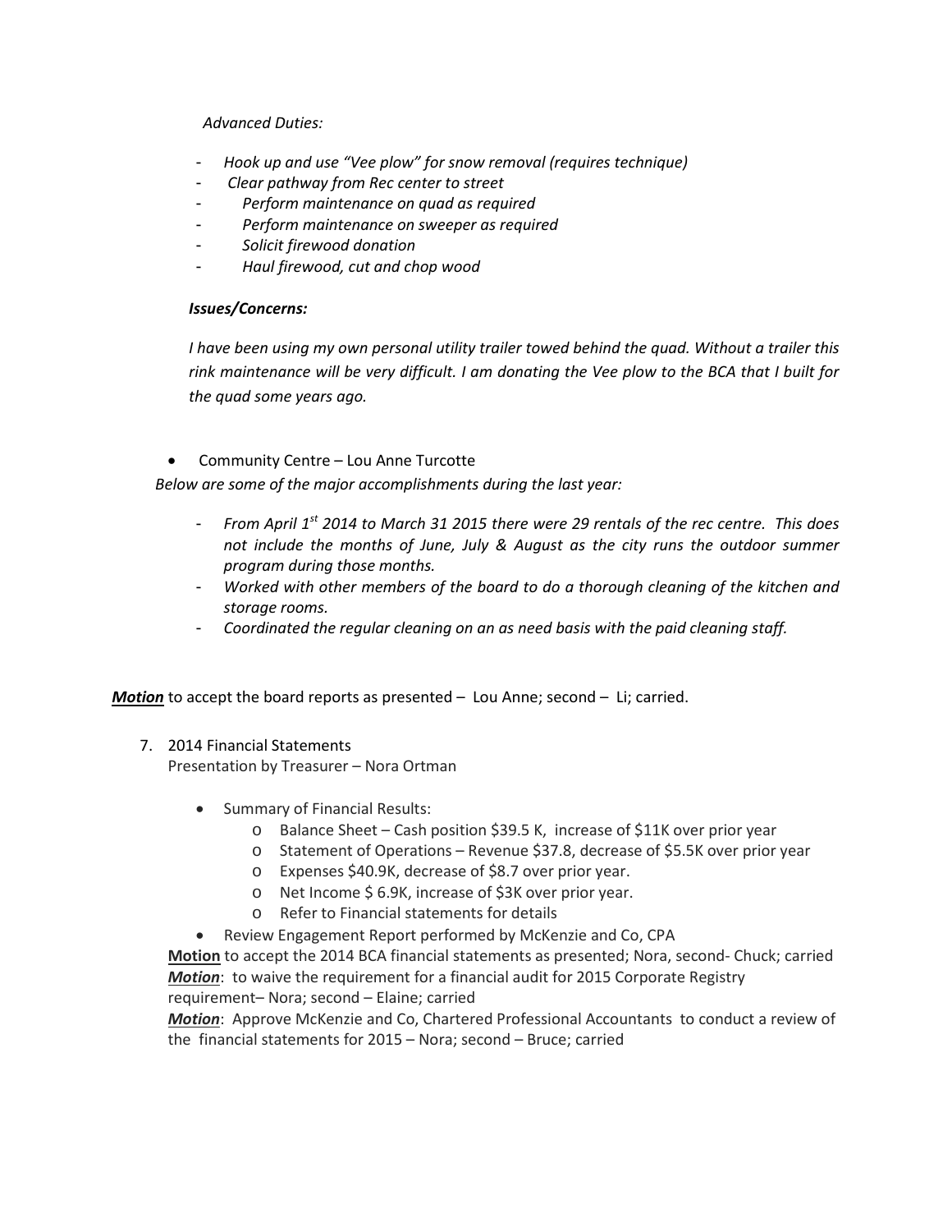*Advanced Duties:*

- *Hook up and use "Vee plow" for snow removal (requires technique)*
- *Clear pathway from Rec center to street*
- *Perform maintenance on quad as required*
- *Perform maintenance on sweeper as required*
- *Solicit firewood donation*
- *Haul firewood, cut and chop wood*

***Issues/Concerns:***

*I have been using my own personal utility trailer towed behind the quad. Without a trailer this rink maintenance will be very difficult. I am donating the Vee plow to the BCA that I built for the quad some years ago.*

- Community Centre – Lou Anne Turcotte

*Below are some of the major accomplishments during the last year:*

- *From April 1st 2014 to March 31 2015 there were 29 rentals of the rec centre. This does not include the months of June, July & August as the city runs the outdoor summer program during those months.*
- *Worked with other members of the board to do a thorough cleaning of the kitchen and storage rooms.*
- *Coordinated the regular cleaning on an as need basis with the paid cleaning staff.*

***Motion*** to accept the board reports as presented – Lou Anne; second – Li; carried.

7. 2014 Financial Statements
   Presentation by Treasurer – Nora Ortman

   - Summary of Financial Results:
     - Balance Sheet – Cash position $39.5 K, increase of $11K over prior year
     - Statement of Operations – Revenue $37.8, decrease of $5.5K over prior year
     - Expenses $40.9K, decrease of $8.7 over prior year.
     - Net Income $ 6.9K, increase of $3K over prior year.
     - Refer to Financial statements for details
   - Review Engagement Report performed by McKenzie and Co, CPA

   **Motion** to accept the 2014 BCA financial statements as presented; Nora, second- Chuck; carried
   ***Motion***: to waive the requirement for a financial audit for 2015 Corporate Registry requirement– Nora; second – Elaine; carried
   ***Motion***: Approve McKenzie and Co, Chartered Professional Accountants to conduct a review of the financial statements for 2015 – Nora; second – Bruce; carried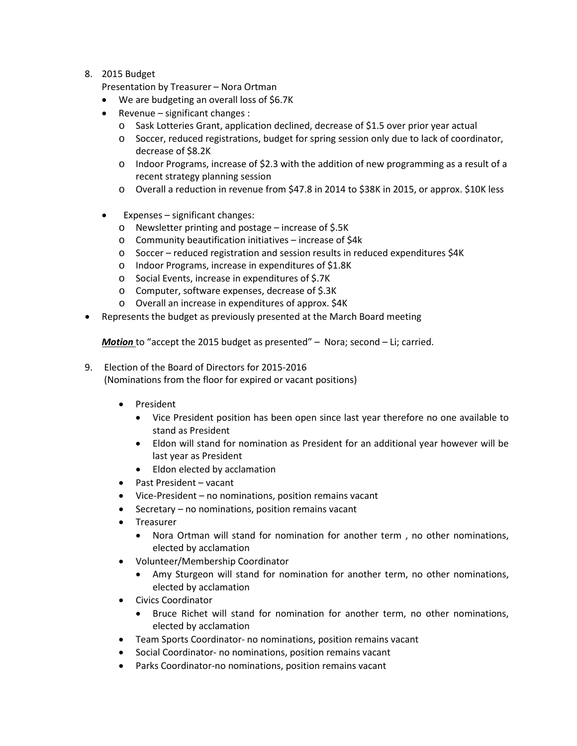8. 2015 Budget

   Presentation by Treasurer – Nora Ortman

   - We are budgeting an overall loss of $6.7K
   - Revenue – significant changes :
     - Sask Lotteries Grant, application declined, decrease of $1.5 over prior year actual
     - Soccer, reduced registrations, budget for spring session only due to lack of coordinator, decrease of $8.2K
     - Indoor Programs, increase of $2.3 with the addition of new programming as a result of a recent strategy planning session
     - Overall a reduction in revenue from $47.8 in 2014 to $38K in 2015, or approx. $10K less
   - Expenses – significant changes:
     - Newsletter printing and postage – increase of $.5K
     - Community beautification initiatives – increase of $4k
     - Soccer – reduced registration and session results in reduced expenditures $4K
     - Indoor Programs, increase in expenditures of $1.8K
     - Social Events, increase in expenditures of $.7K
     - Computer, software expenses, decrease of $.3K
     - Overall an increase in expenditures of approx. $4K

- Represents the budget as previously presented at the March Board meeting

  ***Motion*** to "accept the 2015 budget as presented" – Nora; second – Li; carried.

9. Election of the Board of Directors for 2015-2016

   (Nominations from the floor for expired or vacant positions)

   - President
     - Vice President position has been open since last year therefore no one available to stand as President
     - Eldon will stand for nomination as President for an additional year however will be last year as President
     - Eldon elected by acclamation
   - Past President – vacant
   - Vice-President – no nominations, position remains vacant
   - Secretary – no nominations, position remains vacant
   - Treasurer
     - Nora Ortman will stand for nomination for another term , no other nominations, elected by acclamation
   - Volunteer/Membership Coordinator
     - Amy Sturgeon will stand for nomination for another term, no other nominations, elected by acclamation
   - Civics Coordinator
     - Bruce Richet will stand for nomination for another term, no other nominations, elected by acclamation
   - Team Sports Coordinator- no nominations, position remains vacant
   - Social Coordinator- no nominations, position remains vacant
   - Parks Coordinator-no nominations, position remains vacant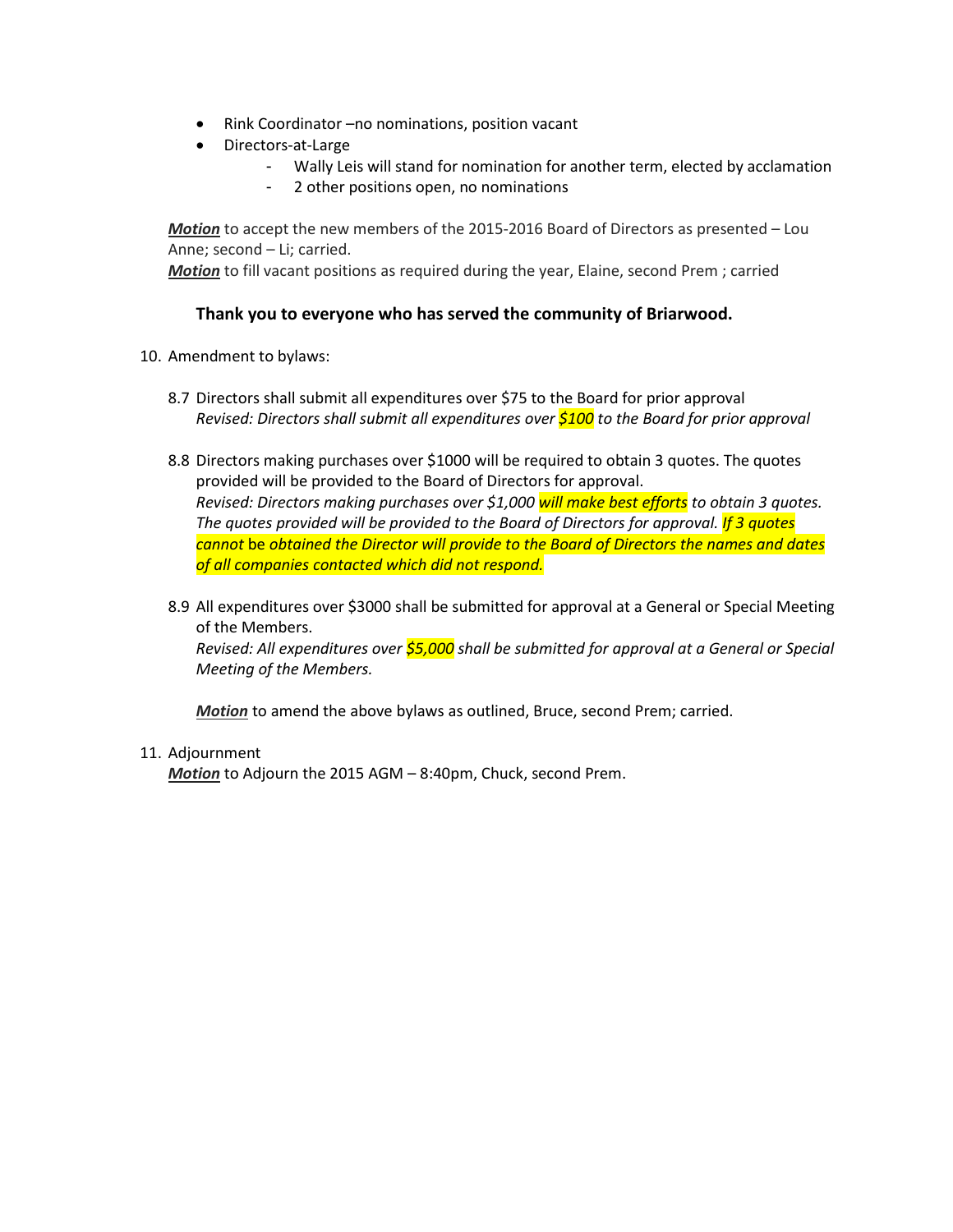- Rink Coordinator –no nominations, position vacant
- Directors-at-Large
  - Wally Leis will stand for nomination for another term, elected by acclamation
  - 2 other positions open, no nominations

***Motion*** to accept the new members of the 2015-2016 Board of Directors as presented – Lou Anne; second – Li; carried.
***Motion*** to fill vacant positions as required during the year, Elaine, second Prem ; carried

**Thank you to everyone who has served the community of Briarwood.**

10. Amendment to bylaws:

    8.7 Directors shall submit all expenditures over $75 to the Board for prior approval
    *Revised: Directors shall submit all expenditures over $100 to the Board for prior approval*

    8.8 Directors making purchases over $1000 will be required to obtain 3 quotes. The quotes provided will be provided to the Board of Directors for approval.
    *Revised: Directors making purchases over $1,000 will make best efforts to obtain 3 quotes. The quotes provided will be provided to the Board of Directors for approval. If 3 quotes cannot* be *obtained the Director will provide to the Board of Directors the names and dates of all companies contacted which did not respond.*

    8.9 All expenditures over $3000 shall be submitted for approval at a General or Special Meeting of the Members.
    *Revised: All expenditures over $5,000 shall be submitted for approval at a General or Special Meeting of the Members.*

    ***Motion*** to amend the above bylaws as outlined, Bruce, second Prem; carried.

11. Adjournment
    ***Motion*** to Adjourn the 2015 AGM – 8:40pm, Chuck, second Prem.